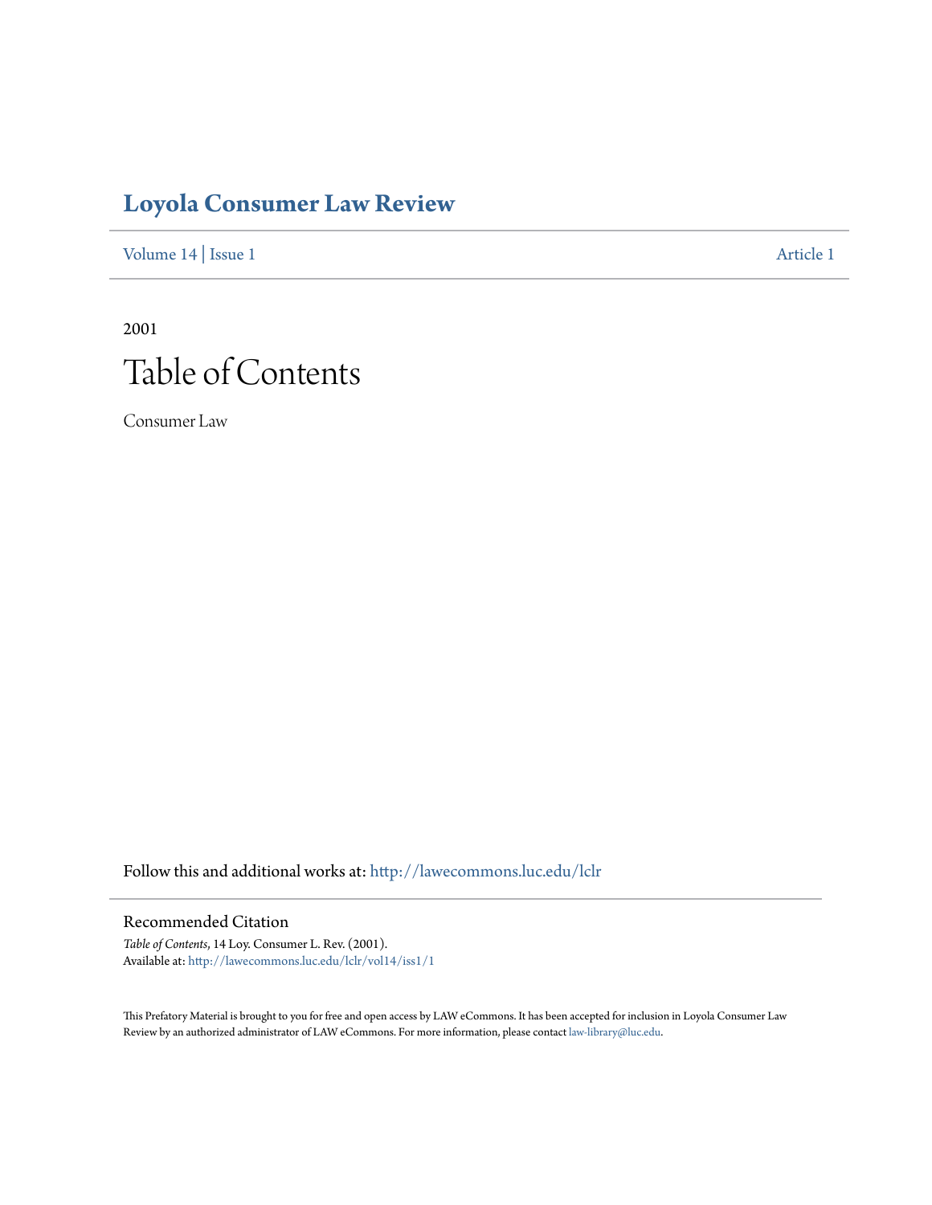# Loyola Consumer Law Review

Volume 14 | Issue 1 Article 1

2001

# Table of Contents

Consumer Law

Follow this and additional works at: http://lawecommons.luc.edu/lclr

## Recommended Citation

*Table of Contents*, 14 Loy. Consumer L. Rev. (2001).
Available at: http://lawecommons.luc.edu/lclr/vol14/iss1/1

This Prefatory Material is brought to you for free and open access by LAW eCommons. It has been accepted for inclusion in Loyola Consumer Law Review by an authorized administrator of LAW eCommons. For more information, please contact law-library@luc.edu.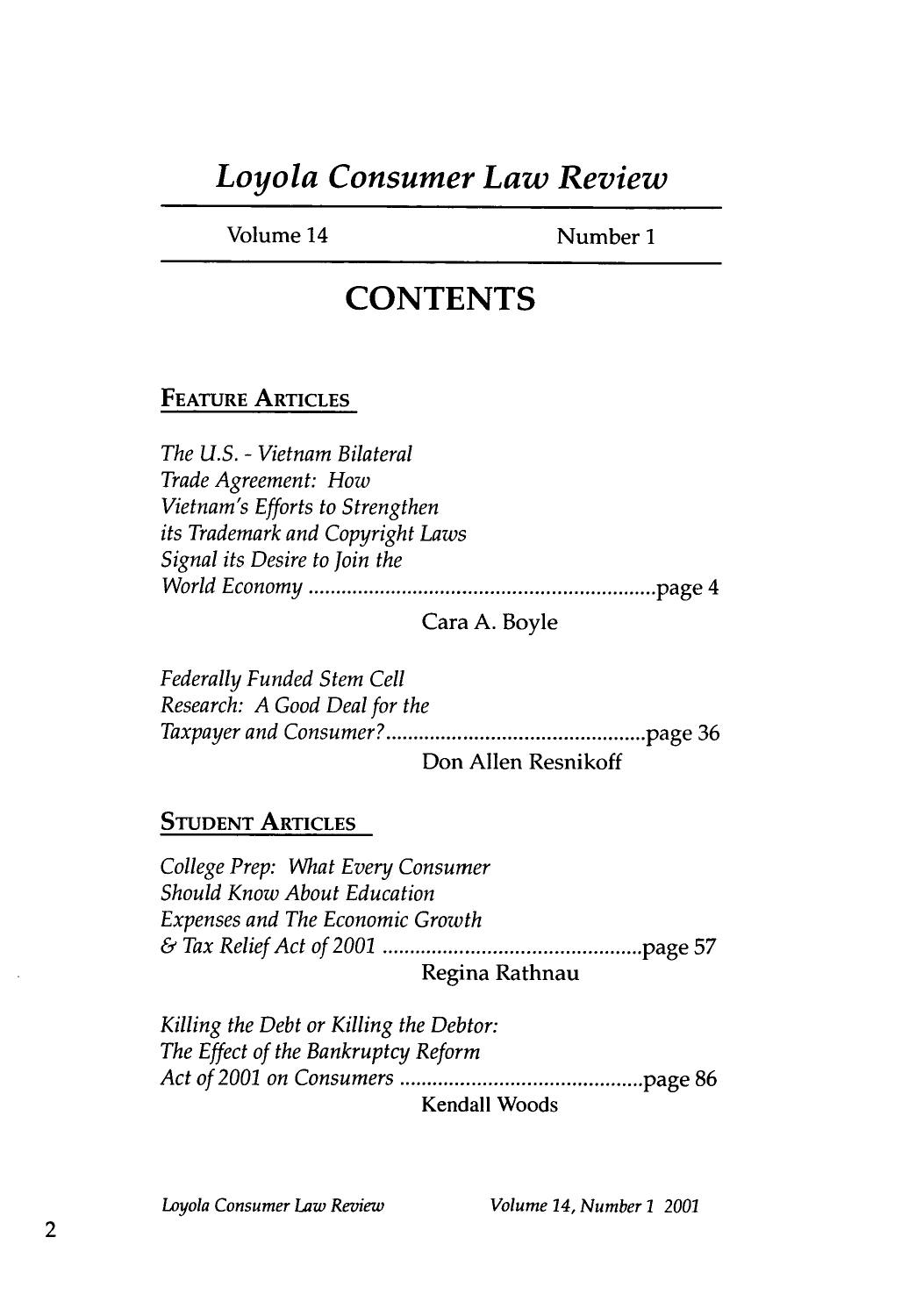# *Loyola Consumer Law Review*

Volume 14 Number 1

## CONTENTS

### FEATURE ARTICLES

*The U.S. - Vietnam Bilateral Trade Agreement: How Vietnam's Efforts to Strengthen its Trademark and Copyright Laws Signal its Desire to Join the World Economy* ............................................................... page 4

Cara A. Boyle

*Federally Funded Stem Cell Research: A Good Deal for the Taxpayer and Consumer?* ............................................... page 36

Don Allen Resnikoff

### STUDENT ARTICLES

*College Prep: What Every Consumer Should Know About Education Expenses and The Economic Growth & Tax Relief Act of 2001* ............................................... page 57

Regina Rathnau

*Killing the Debt or Killing the Debtor: The Effect of the Bankruptcy Reform Act of 2001 on Consumers* ............................................ page 86

Kendall Woods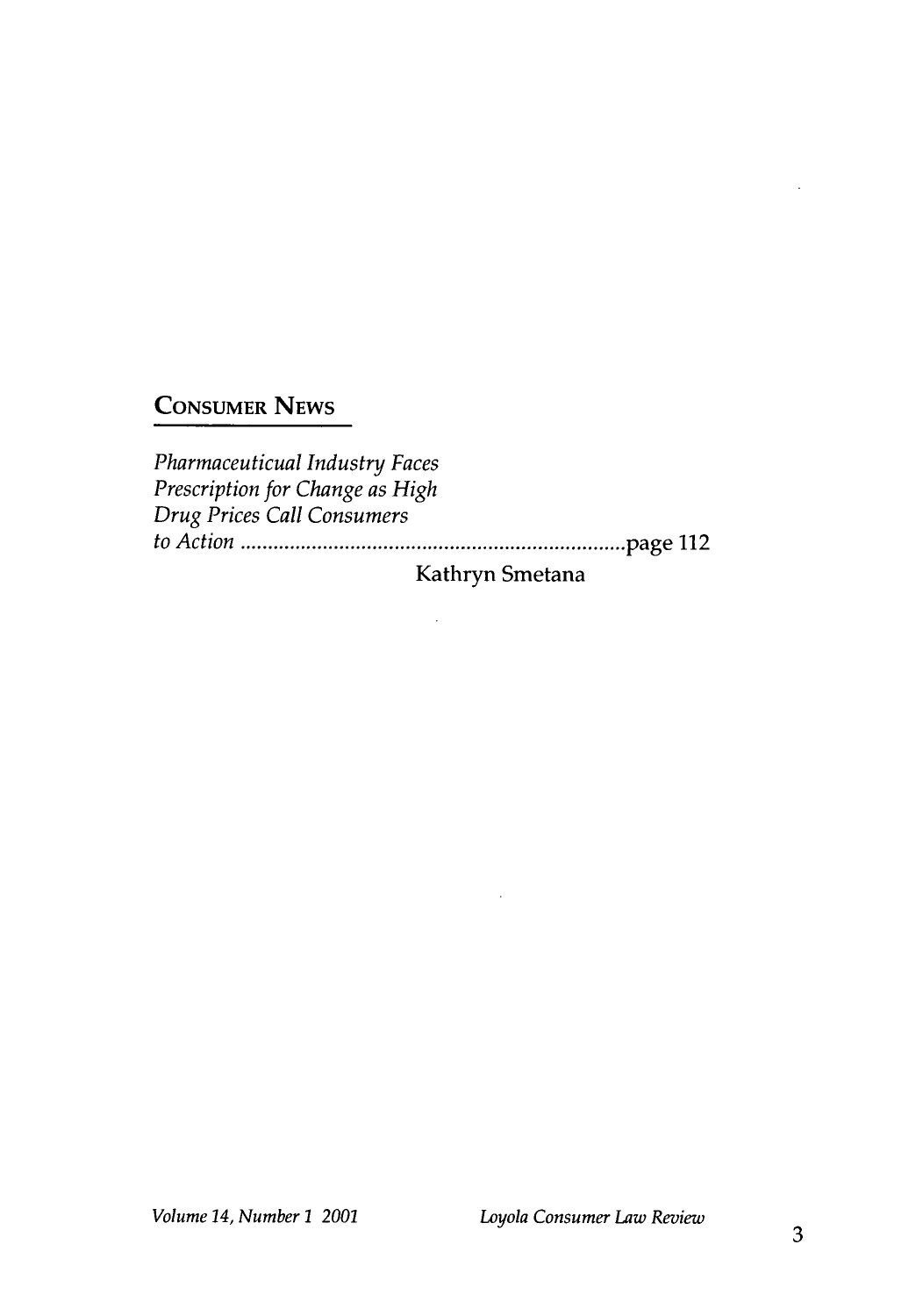## CONSUMER NEWS

*Pharmaceuticual Industry Faces Prescription for Change as High Drug Prices Call Consumers to Action* ....................................................................page 112

Kathryn Smetana